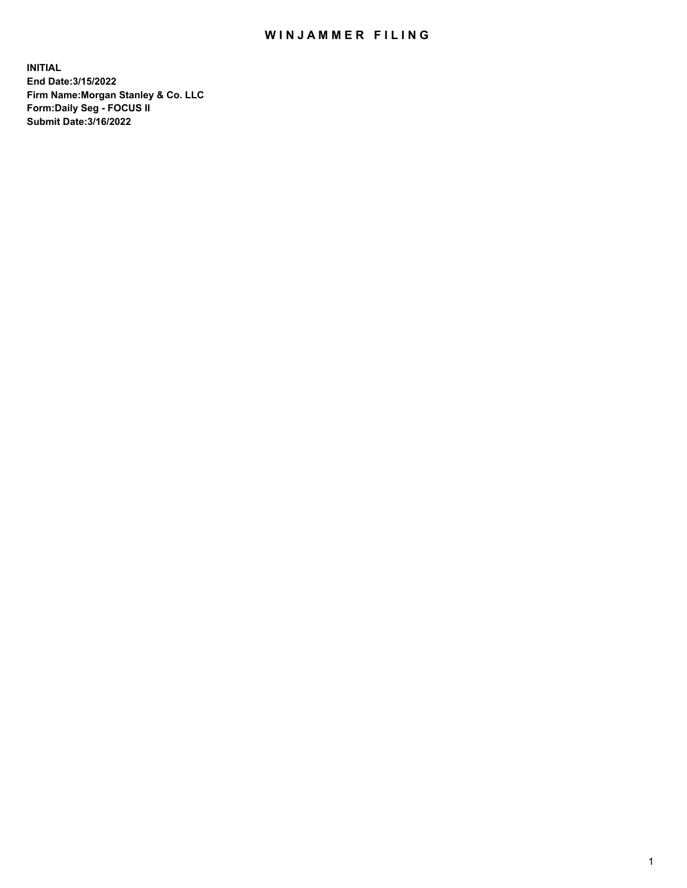# WINJAMMER FILING

**INITIAL**
**End Date:3/15/2022**
**Firm Name:Morgan Stanley & Co. LLC**
**Form:Daily Seg - FOCUS II**
**Submit Date:3/16/2022**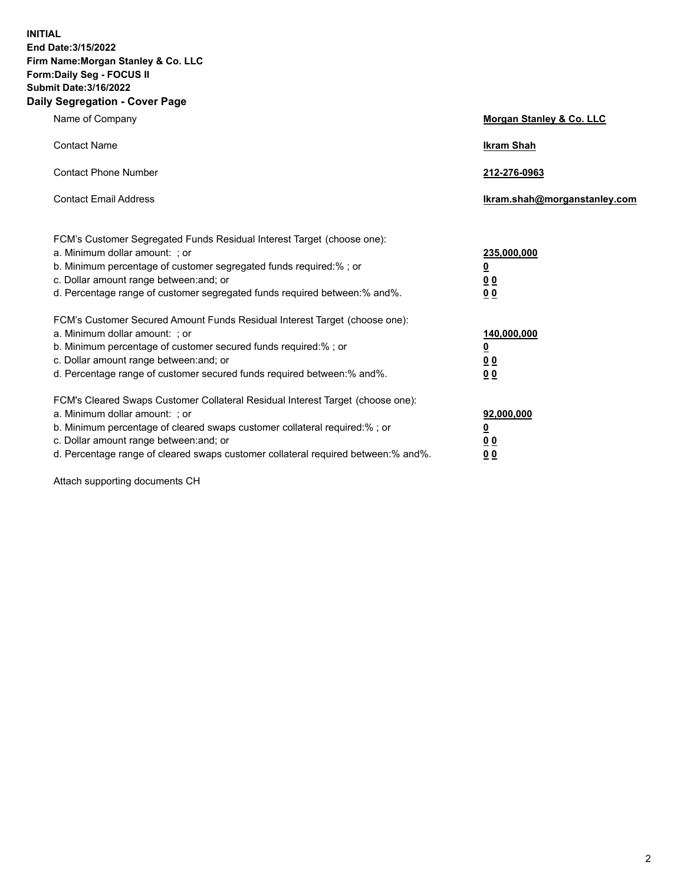**INITIAL**
**End Date:3/15/2022**
**Firm Name:Morgan Stanley & Co. LLC**
**Form:Daily Seg - FOCUS II**
**Submit Date:3/16/2022**

## Daily Segregation - Cover Page

| | |
|---|---|
| Name of Company | **Morgan Stanley & Co. LLC** |
| Contact Name | **Ikram Shah** |
| Contact Phone Number | **212-276-0963** |
| Contact Email Address | **Ikram.shah@morganstanley.com** |

| | |
|---|---|
| FCM's Customer Segregated Funds Residual Interest Target (choose one): | |
| a. Minimum dollar amount: ; or | **235,000,000** |
| b. Minimum percentage of customer segregated funds required:% ; or | **0** |
| c. Dollar amount range between:and; or | **0 0** |
| d. Percentage range of customer segregated funds required between:% and%. | **0 0** |
| FCM's Customer Secured Amount Funds Residual Interest Target (choose one): | |
| a. Minimum dollar amount: ; or | **140,000,000** |
| b. Minimum percentage of customer secured funds required:% ; or | **0** |
| c. Dollar amount range between:and; or | **0 0** |
| d. Percentage range of customer secured funds required between:% and%. | **0 0** |
| FCM's Cleared Swaps Customer Collateral Residual Interest Target (choose one): | |
| a. Minimum dollar amount: ; or | **92,000,000** |
| b. Minimum percentage of cleared swaps customer collateral required:% ; or | **0** |
| c. Dollar amount range between:and; or | **0 0** |
| d. Percentage range of cleared swaps customer collateral required between:% and%. | **0 0** |

Attach supporting documents CH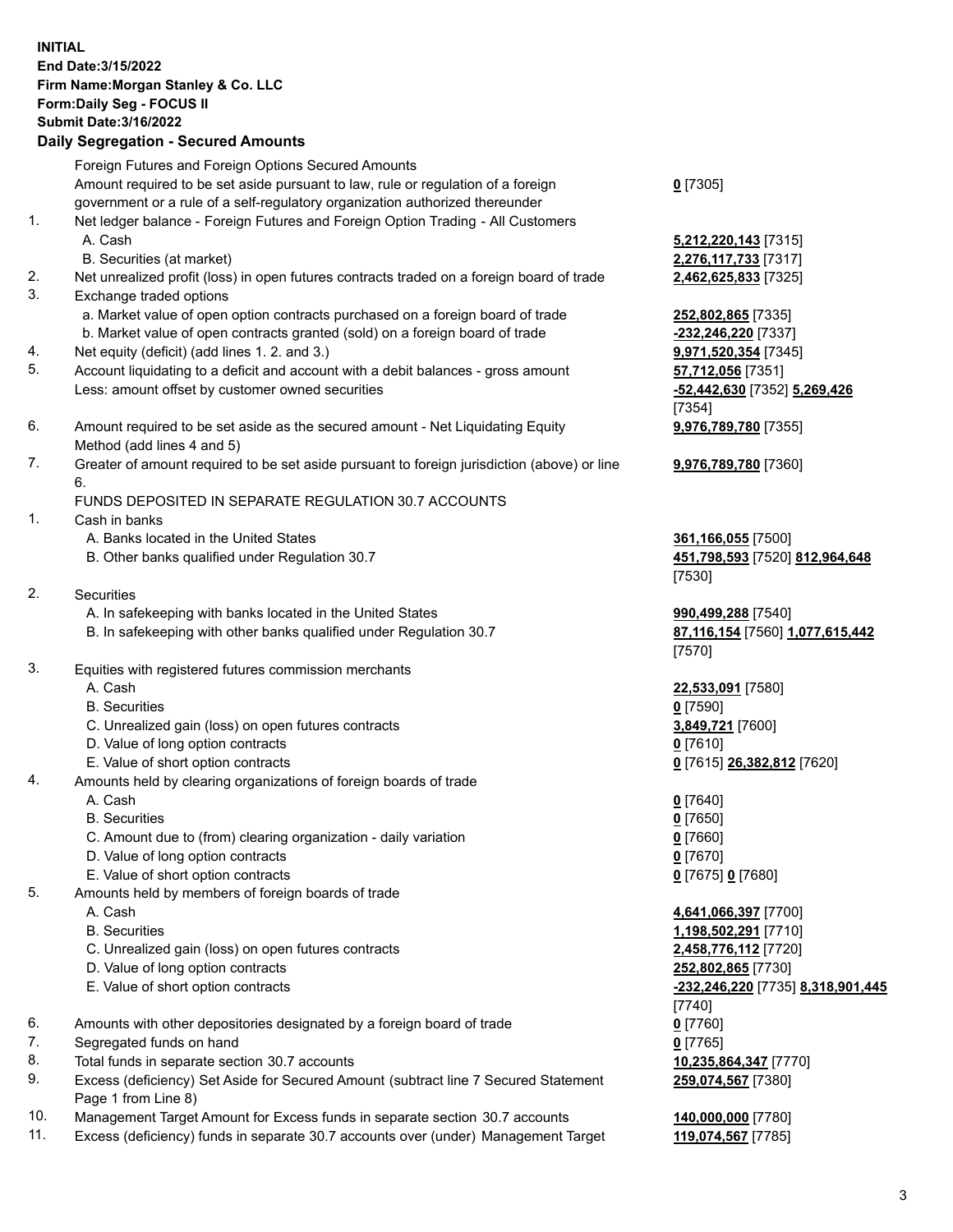**INITIAL**
**End Date:3/15/2022**
**Firm Name:Morgan Stanley & Co. LLC**
**Form:Daily Seg - FOCUS II**
**Submit Date:3/16/2022**

## Daily Segregation - Secured Amounts

| | | |
|---|---|---|
| | Foreign Futures and Foreign Options Secured Amounts | |
| | Amount required to be set aside pursuant to law, rule or regulation of a foreign government or a rule of a self-regulatory organization authorized thereunder | **0** [7305] |
| 1. | Net ledger balance - Foreign Futures and Foreign Option Trading - All Customers | |
| | A. Cash | **5,212,220,143** [7315] |
| | B. Securities (at market) | **2,276,117,733** [7317] |
| 2. | Net unrealized profit (loss) in open futures contracts traded on a foreign board of trade | **2,462,625,833** [7325] |
| 3. | Exchange traded options | |
| | a. Market value of open option contracts purchased on a foreign board of trade | **252,802,865** [7335] |
| | b. Market value of open contracts granted (sold) on a foreign board of trade | **-232,246,220** [7337] |
| 4. | Net equity (deficit) (add lines 1. 2. and 3.) | **9,971,520,354** [7345] |
| 5. | Account liquidating to a deficit and account with a debit balances - gross amount | **57,712,056** [7351] |
| | Less: amount offset by customer owned securities | **-52,442,630** [7352] **5,269,426** [7354] |
| 6. | Amount required to be set aside as the secured amount - Net Liquidating Equity Method (add lines 4 and 5) | **9,976,789,780** [7355] |
| 7. | Greater of amount required to be set aside pursuant to foreign jurisdiction (above) or line 6. | **9,976,789,780** [7360] |
| | FUNDS DEPOSITED IN SEPARATE REGULATION 30.7 ACCOUNTS | |
| 1. | Cash in banks | |
| | A. Banks located in the United States | **361,166,055** [7500] |
| | B. Other banks qualified under Regulation 30.7 | **451,798,593** [7520] **812,964,648** [7530] |
| 2. | Securities | |
| | A. In safekeeping with banks located in the United States | **990,499,288** [7540] |
| | B. In safekeeping with other banks qualified under Regulation 30.7 | **87,116,154** [7560] **1,077,615,442** [7570] |
| 3. | Equities with registered futures commission merchants | |
| | A. Cash | **22,533,091** [7580] |
| | B. Securities | **0** [7590] |
| | C. Unrealized gain (loss) on open futures contracts | **3,849,721** [7600] |
| | D. Value of long option contracts | **0** [7610] |
| | E. Value of short option contracts | **0** [7615] **26,382,812** [7620] |
| 4. | Amounts held by clearing organizations of foreign boards of trade | |
| | A. Cash | **0** [7640] |
| | B. Securities | **0** [7650] |
| | C. Amount due to (from) clearing organization - daily variation | **0** [7660] |
| | D. Value of long option contracts | **0** [7670] |
| | E. Value of short option contracts | **0** [7675] **0** [7680] |
| 5. | Amounts held by members of foreign boards of trade | |
| | A. Cash | **4,641,066,397** [7700] |
| | B. Securities | **1,198,502,291** [7710] |
| | C. Unrealized gain (loss) on open futures contracts | **2,458,776,112** [7720] |
| | D. Value of long option contracts | **252,802,865** [7730] |
| | E. Value of short option contracts | **-232,246,220** [7735] **8,318,901,445** [7740] |
| 6. | Amounts with other depositories designated by a foreign board of trade | **0** [7760] |
| 7. | Segregated funds on hand | **0** [7765] |
| 8. | Total funds in separate section 30.7 accounts | **10,235,864,347** [7770] |
| 9. | Excess (deficiency) Set Aside for Secured Amount (subtract line 7 Secured Statement Page 1 from Line 8) | **259,074,567** [7380] |
| 10. | Management Target Amount for Excess funds in separate section 30.7 accounts | **140,000,000** [7780] |
| 11. | Excess (deficiency) funds in separate 30.7 accounts over (under) Management Target | **119,074,567** [7785] |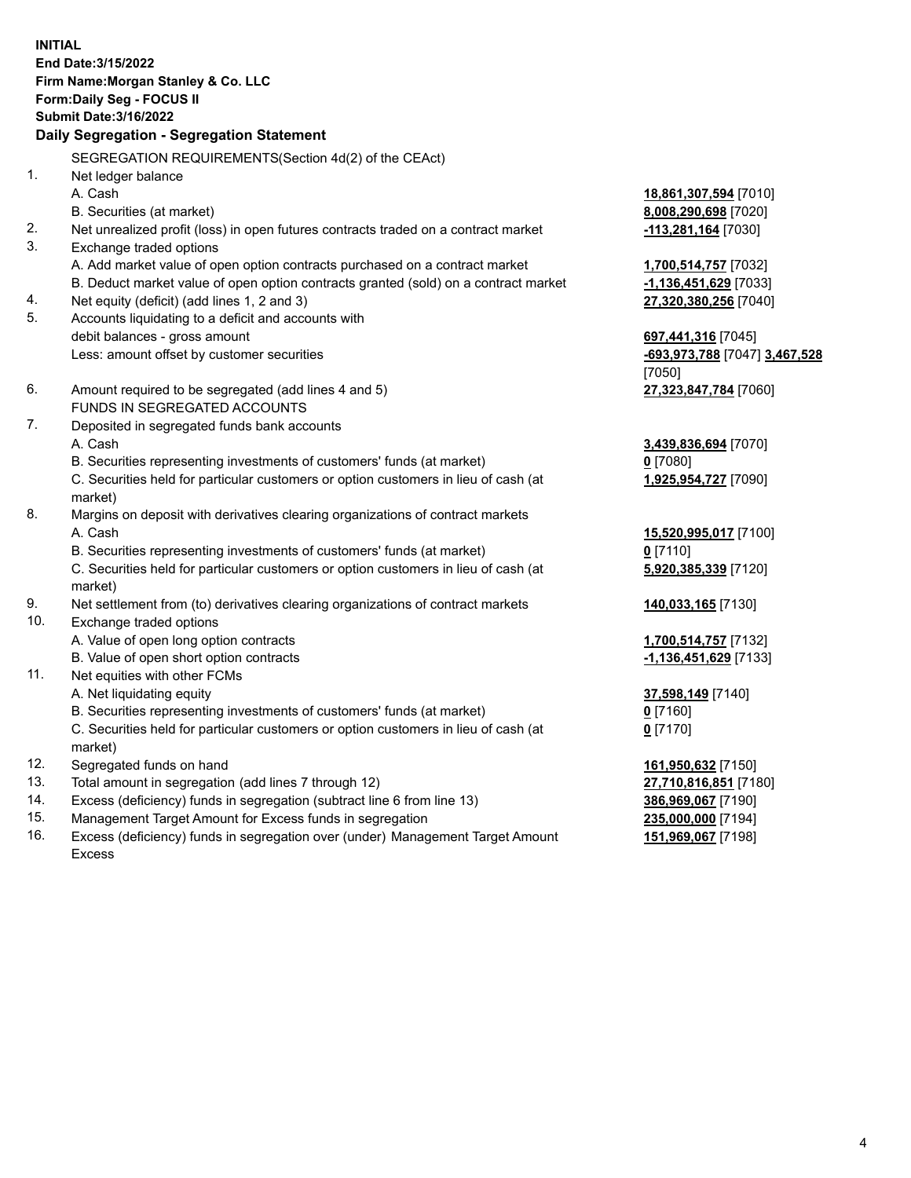**INITIAL**
**End Date:3/15/2022**
**Firm Name:Morgan Stanley & Co. LLC**
**Form:Daily Seg - FOCUS II**
**Submit Date:3/16/2022**

**Daily Segregation - Segregation Statement**

SEGREGATION REQUIREMENTS(Section 4d(2) of the CEAct)

| | | |
|---|---|---|
| 1. | Net ledger balance | |
| | A. Cash | **18,861,307,594** [7010] |
| | B. Securities (at market) | **8,008,290,698** [7020] |
| 2. | Net unrealized profit (loss) in open futures contracts traded on a contract market | **-113,281,164** [7030] |
| 3. | Exchange traded options | |
| | A. Add market value of open option contracts purchased on a contract market | **1,700,514,757** [7032] |
| | B. Deduct market value of open option contracts granted (sold) on a contract market | **-1,136,451,629** [7033] |
| 4. | Net equity (deficit) (add lines 1, 2 and 3) | **27,320,380,256** [7040] |
| 5. | Accounts liquidating to a deficit and accounts with debit balances - gross amount | **697,441,316** [7045] |
| | Less: amount offset by customer securities | **-693,973,788** [7047] **3,467,528** [7050] |
| 6. | Amount required to be segregated (add lines 4 and 5) | **27,323,847,784** [7060] |
| | FUNDS IN SEGREGATED ACCOUNTS | |
| 7. | Deposited in segregated funds bank accounts | |
| | A. Cash | **3,439,836,694** [7070] |
| | B. Securities representing investments of customers' funds (at market) | **0** [7080] |
| | C. Securities held for particular customers or option customers in lieu of cash (at market) | **1,925,954,727** [7090] |
| 8. | Margins on deposit with derivatives clearing organizations of contract markets | |
| | A. Cash | **15,520,995,017** [7100] |
| | B. Securities representing investments of customers' funds (at market) | **0** [7110] |
| | C. Securities held for particular customers or option customers in lieu of cash (at market) | **5,920,385,339** [7120] |
| 9. | Net settlement from (to) derivatives clearing organizations of contract markets | **140,033,165** [7130] |
| 10. | Exchange traded options | |
| | A. Value of open long option contracts | **1,700,514,757** [7132] |
| | B. Value of open short option contracts | **-1,136,451,629** [7133] |
| 11. | Net equities with other FCMs | |
| | A. Net liquidating equity | **37,598,149** [7140] |
| | B. Securities representing investments of customers' funds (at market) | **0** [7160] |
| | C. Securities held for particular customers or option customers in lieu of cash (at market) | **0** [7170] |
| 12. | Segregated funds on hand | **161,950,632** [7150] |
| 13. | Total amount in segregation (add lines 7 through 12) | **27,710,816,851** [7180] |
| 14. | Excess (deficiency) funds in segregation (subtract line 6 from line 13) | **386,969,067** [7190] |
| 15. | Management Target Amount for Excess funds in segregation | **235,000,000** [7194] |
| 16. | Excess (deficiency) funds in segregation over (under) Management Target Amount Excess | **151,969,067** [7198] |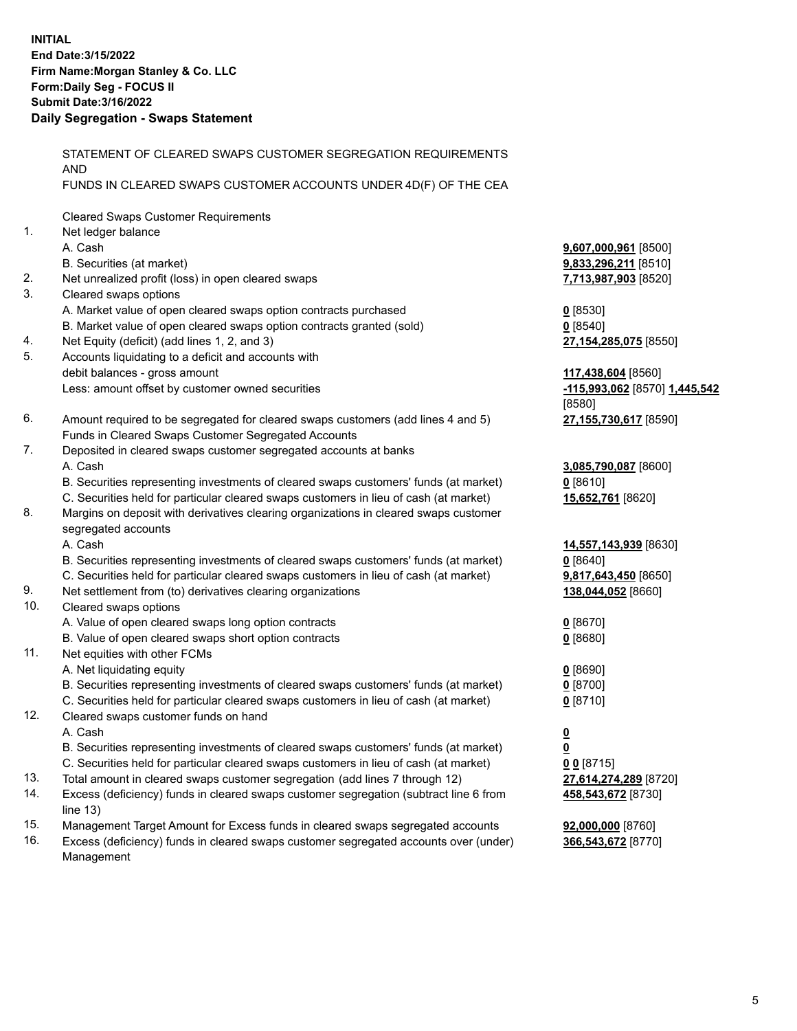**INITIAL**
**End Date:3/15/2022**
**Firm Name:Morgan Stanley & Co. LLC**
**Form:Daily Seg - FOCUS II**
**Submit Date:3/16/2022**
**Daily Segregation - Swaps Statement**

STATEMENT OF CLEARED SWAPS CUSTOMER SEGREGATION REQUIREMENTS AND FUNDS IN CLEARED SWAPS CUSTOMER ACCOUNTS UNDER 4D(F) OF THE CEA

| | | |
|---|---|---|
| | Cleared Swaps Customer Requirements | |
| 1. | Net ledger balance | |
| | A. Cash | **9,607,000,961** [8500] |
| | B. Securities (at market) | **9,833,296,211** [8510] |
| 2. | Net unrealized profit (loss) in open cleared swaps | **7,713,987,903** [8520] |
| 3. | Cleared swaps options | |
| | A. Market value of open cleared swaps option contracts purchased | **0** [8530] |
| | B. Market value of open cleared swaps option contracts granted (sold) | **0** [8540] |
| 4. | Net Equity (deficit) (add lines 1, 2, and 3) | **27,154,285,075** [8550] |
| 5. | Accounts liquidating to a deficit and accounts with debit balances - gross amount | **117,438,604** [8560] |
| | Less: amount offset by customer owned securities | **-115,993,062** [8570] **1,445,542** [8580] |
| 6. | Amount required to be segregated for cleared swaps customers (add lines 4 and 5) | **27,155,730,617** [8590] |
| | Funds in Cleared Swaps Customer Segregated Accounts | |
| 7. | Deposited in cleared swaps customer segregated accounts at banks | |
| | A. Cash | **3,085,790,087** [8600] |
| | B. Securities representing investments of cleared swaps customers' funds (at market) | **0** [8610] |
| | C. Securities held for particular cleared swaps customers in lieu of cash (at market) | **15,652,761** [8620] |
| 8. | Margins on deposit with derivatives clearing organizations in cleared swaps customer segregated accounts | |
| | A. Cash | **14,557,143,939** [8630] |
| | B. Securities representing investments of cleared swaps customers' funds (at market) | **0** [8640] |
| | C. Securities held for particular cleared swaps customers in lieu of cash (at market) | **9,817,643,450** [8650] |
| 9. | Net settlement from (to) derivatives clearing organizations | **138,044,052** [8660] |
| 10. | Cleared swaps options | |
| | A. Value of open cleared swaps long option contracts | **0** [8670] |
| | B. Value of open cleared swaps short option contracts | **0** [8680] |
| 11. | Net equities with other FCMs | |
| | A. Net liquidating equity | **0** [8690] |
| | B. Securities representing investments of cleared swaps customers' funds (at market) | **0** [8700] |
| | C. Securities held for particular cleared swaps customers in lieu of cash (at market) | **0** [8710] |
| 12. | Cleared swaps customer funds on hand | |
| | A. Cash | **0** |
| | B. Securities representing investments of cleared swaps customers' funds (at market) | **0** |
| | C. Securities held for particular cleared swaps customers in lieu of cash (at market) | **0** **0** [8715] |
| 13. | Total amount in cleared swaps customer segregation (add lines 7 through 12) | **27,614,274,289** [8720] |
| 14. | Excess (deficiency) funds in cleared swaps customer segregation (subtract line 6 from line 13) | **458,543,672** [8730] |
| 15. | Management Target Amount for Excess funds in cleared swaps segregated accounts | **92,000,000** [8760] |
| 16. | Excess (deficiency) funds in cleared swaps customer segregated accounts over (under) Management | **366,543,672** [8770] |